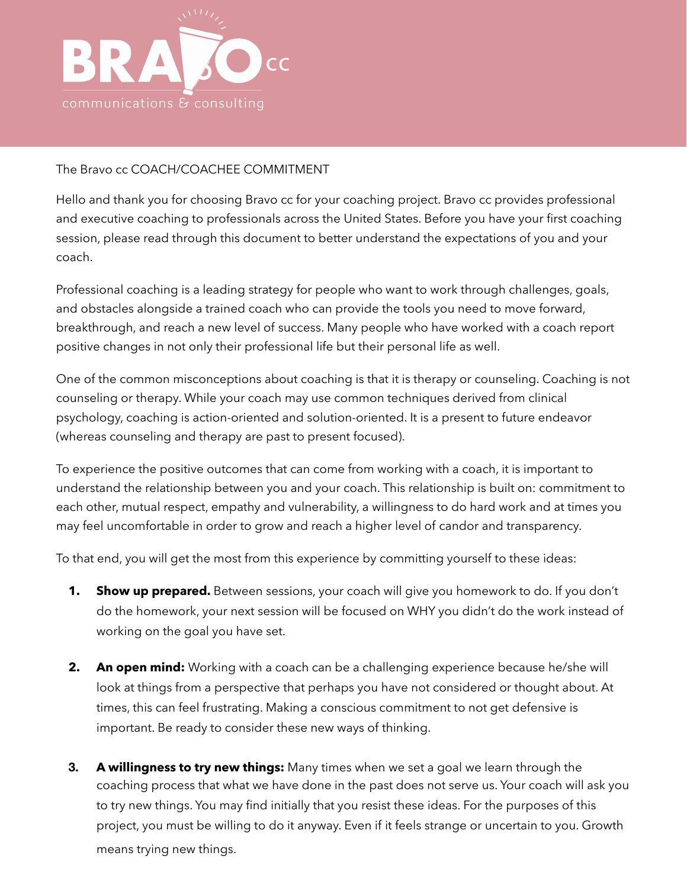# BRAVO cc

communications & consulting

The Bravo cc COACH/COACHEE COMMITMENT

Hello and thank you for choosing Bravo cc for your coaching project. Bravo cc provides professional and executive coaching to professionals across the United States. Before you have your first coaching session, please read through this document to better understand the expectations of you and your coach.

Professional coaching is a leading strategy for people who want to work through challenges, goals, and obstacles alongside a trained coach who can provide the tools you need to move forward, breakthrough, and reach a new level of success. Many people who have worked with a coach report positive changes in not only their professional life but their personal life as well.

One of the common misconceptions about coaching is that it is therapy or counseling. Coaching is not counseling or therapy. While your coach may use common techniques derived from clinical psychology, coaching is action-oriented and solution-oriented. It is a present to future endeavor (whereas counseling and therapy are past to present focused).

To experience the positive outcomes that can come from working with a coach, it is important to understand the relationship between you and your coach. This relationship is built on: commitment to each other, mutual respect, empathy and vulnerability, a willingness to do hard work and at times you may feel uncomfortable in order to grow and reach a higher level of candor and transparency.

To that end, you will get the most from this experience by committing yourself to these ideas:

1. **Show up prepared.** Between sessions, your coach will give you homework to do. If you don't do the homework, your next session will be focused on WHY you didn't do the work instead of working on the goal you have set.

2. **An open mind:** Working with a coach can be a challenging experience because he/she will look at things from a perspective that perhaps you have not considered or thought about. At times, this can feel frustrating. Making a conscious commitment to not get defensive is important. Be ready to consider these new ways of thinking.

3. **A willingness to try new things:** Many times when we set a goal we learn through the coaching process that what we have done in the past does not serve us. Your coach will ask you to try new things. You may find initially that you resist these ideas. For the purposes of this project, you must be willing to do it anyway. Even if it feels strange or uncertain to you. Growth means trying new things.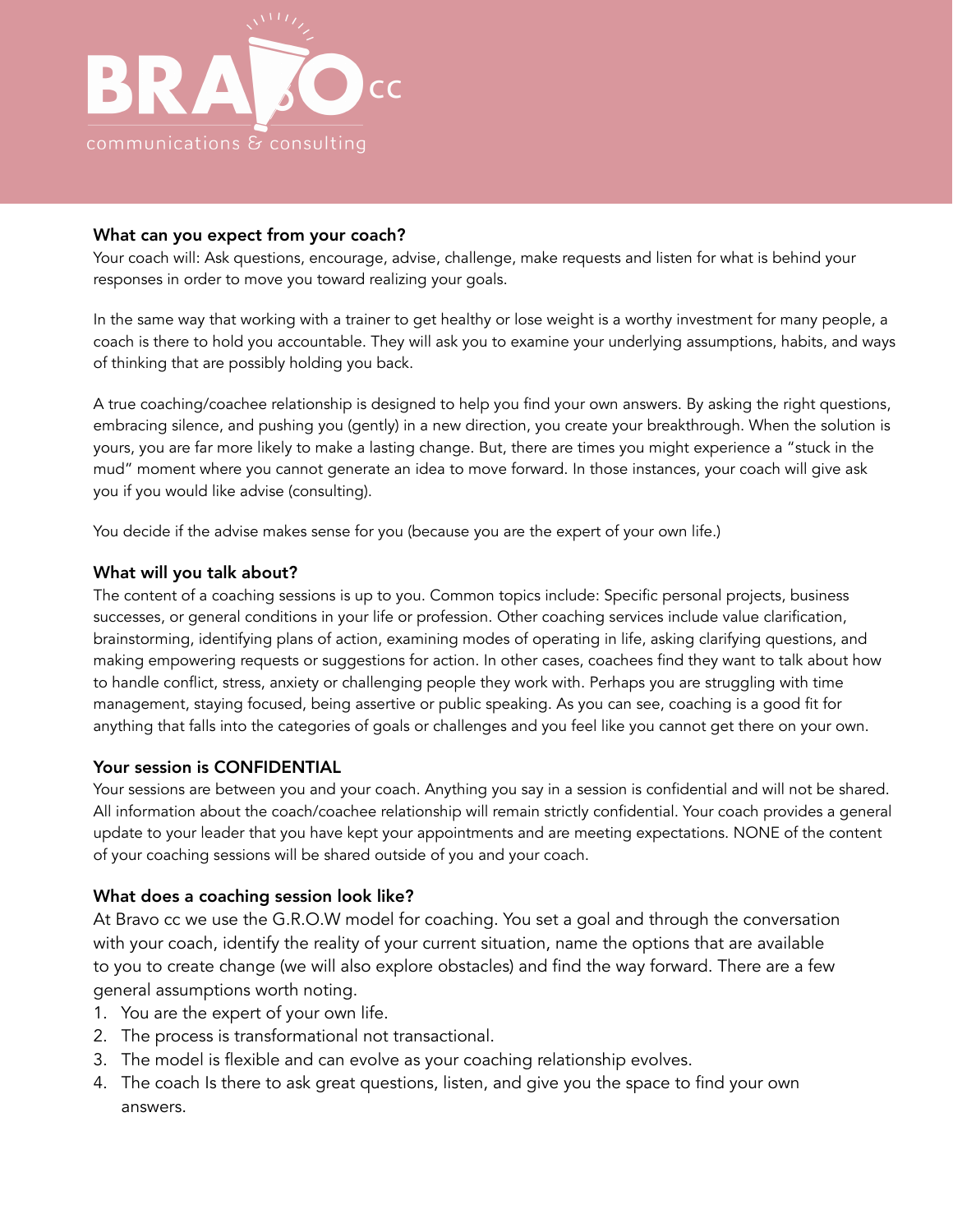### What can you expect from your coach?

Your coach will: Ask questions, encourage, advise, challenge, make requests and listen for what is behind your responses in order to move you toward realizing your goals.

In the same way that working with a trainer to get healthy or lose weight is a worthy investment for many people, a coach is there to hold you accountable. They will ask you to examine your underlying assumptions, habits, and ways of thinking that are possibly holding you back.

A true coaching/coachee relationship is designed to help you find your own answers. By asking the right questions, embracing silence, and pushing you (gently) in a new direction, you create your breakthrough. When the solution is yours, you are far more likely to make a lasting change. But, there are times you might experience a "stuck in the mud" moment where you cannot generate an idea to move forward. In those instances, your coach will give ask you if you would like advise (consulting).

You decide if the advise makes sense for you (because you are the expert of your own life.)

### What will you talk about?

The content of a coaching sessions is up to you. Common topics include: Specific personal projects, business successes, or general conditions in your life or profession. Other coaching services include value clarification, brainstorming, identifying plans of action, examining modes of operating in life, asking clarifying questions, and making empowering requests or suggestions for action. In other cases, coachees find they want to talk about how to handle conflict, stress, anxiety or challenging people they work with. Perhaps you are struggling with time management, staying focused, being assertive or public speaking. As you can see, coaching is a good fit for anything that falls into the categories of goals or challenges and you feel like you cannot get there on your own.

### Your session is CONFIDENTIAL

Your sessions are between you and your coach. Anything you say in a session is confidential and will not be shared. All information about the coach/coachee relationship will remain strictly confidential. Your coach provides a general update to your leader that you have kept your appointments and are meeting expectations. NONE of the content of your coaching sessions will be shared outside of you and your coach.

### What does a coaching session look like?

At Bravo cc we use the G.R.O.W model for coaching. You set a goal and through the conversation with your coach, identify the reality of your current situation, name the options that are available to you to create change (we will also explore obstacles) and find the way forward. There are a few general assumptions worth noting.

1. You are the expert of your own life.
2. The process is transformational not transactional.
3. The model is flexible and can evolve as your coaching relationship evolves.
4. The coach Is there to ask great questions, listen, and give you the space to find your own answers.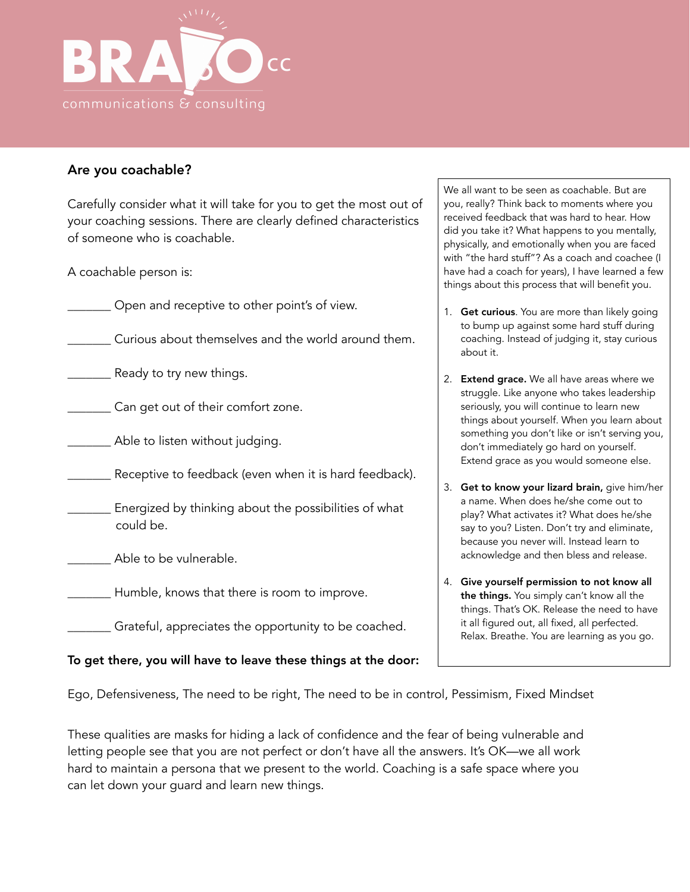BRAVO CC
communications & consulting

## Are you coachable?

Carefully consider what it will take for you to get the most out of your coaching sessions. There are clearly defined characteristics of someone who is coachable.

A coachable person is:

_______ Open and receptive to other point's of view.

_______ Curious about themselves and the world around them.

_______ Ready to try new things.

_______ Can get out of their comfort zone.

_______ Able to listen without judging.

_______ Receptive to feedback (even when it is hard feedback).

_______ Energized by thinking about the possibilities of what could be.

_______ Able to be vulnerable.

_______ Humble, knows that there is room to improve.

_______ Grateful, appreciates the opportunity to be coached.

We all want to be seen as coachable. But are you, really? Think back to moments where you received feedback that was hard to hear. How did you take it? What happens to you mentally, physically, and emotionally when you are faced with "the hard stuff"? As a coach and coachee (I have had a coach for years), I have learned a few things about this process that will benefit you.

1. **Get curious**. You are more than likely going to bump up against some hard stuff during coaching. Instead of judging it, stay curious about it.
2. **Extend grace.** We all have areas where we struggle. Like anyone who takes leadership seriously, you will continue to learn new things about yourself. When you learn about something you don't like or isn't serving you, don't immediately go hard on yourself. Extend grace as you would someone else.
3. **Get to know your lizard brain,** give him/her a name. When does he/she come out to play? What activates it? What does he/she say to you? Listen. Don't try and eliminate, because you never will. Instead learn to acknowledge and then bless and release.
4. **Give yourself permission to not know all the things.** You simply can't know all the things. That's OK. Release the need to have it all figured out, all fixed, all perfected. Relax. Breathe. You are learning as you go.

**To get there, you will have to leave these things at the door:**

Ego, Defensiveness, The need to be right, The need to be in control, Pessimism, Fixed Mindset

These qualities are masks for hiding a lack of confidence and the fear of being vulnerable and letting people see that you are not perfect or don't have all the answers. It's OK—we all work hard to maintain a persona that we present to the world. Coaching is a safe space where you can let down your guard and learn new things.